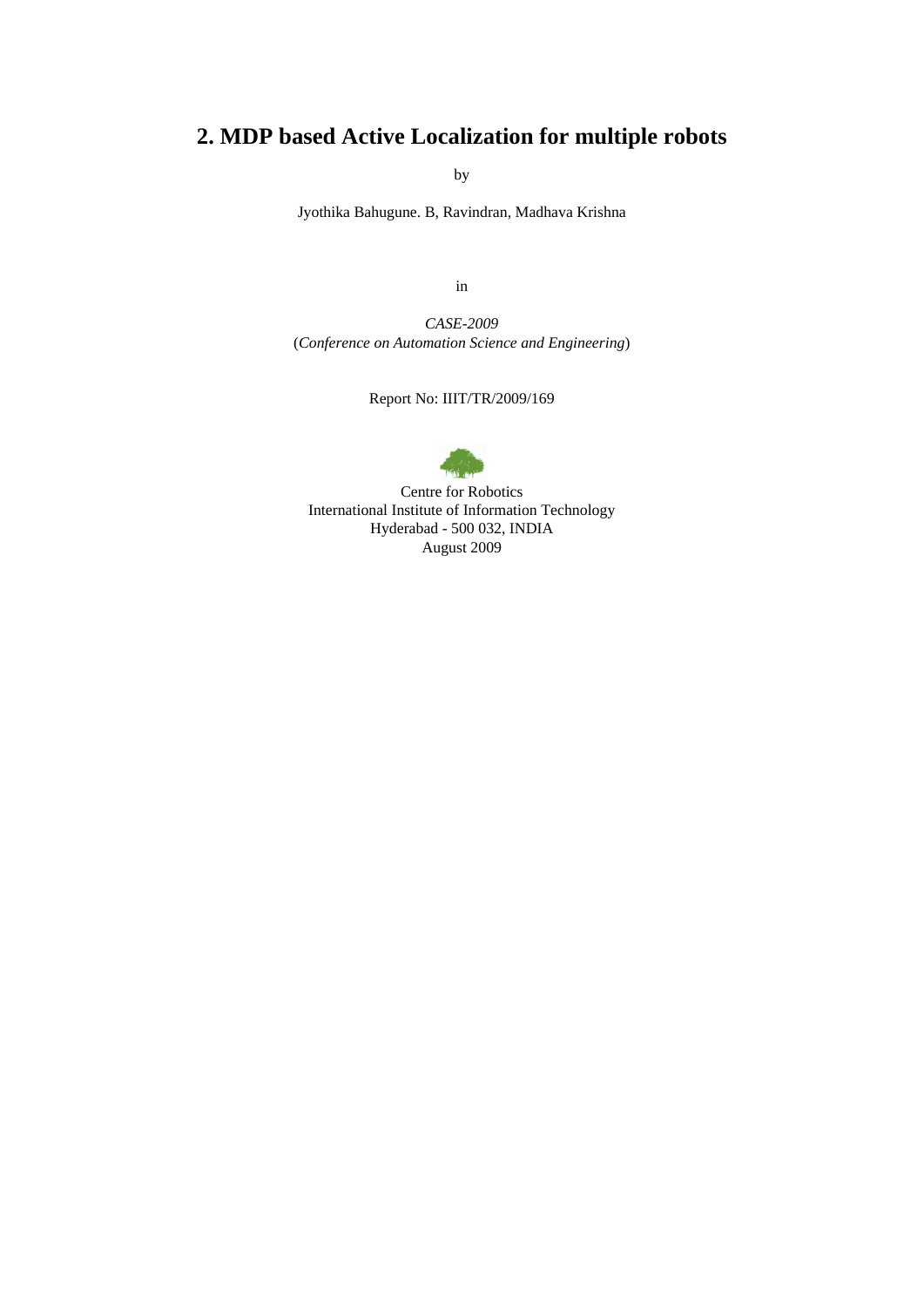# 2. MDP based Active Localization for multiple robots

by

Jyothika Bahugune. B, Ravindran, Madhava Krishna

in

*CASE-2009*
(*Conference on Automation Science and Engineering*)

Report No: IIIT/TR/2009/169

Centre for Robotics
International Institute of Information Technology
Hyderabad - 500 032, INDIA
August 2009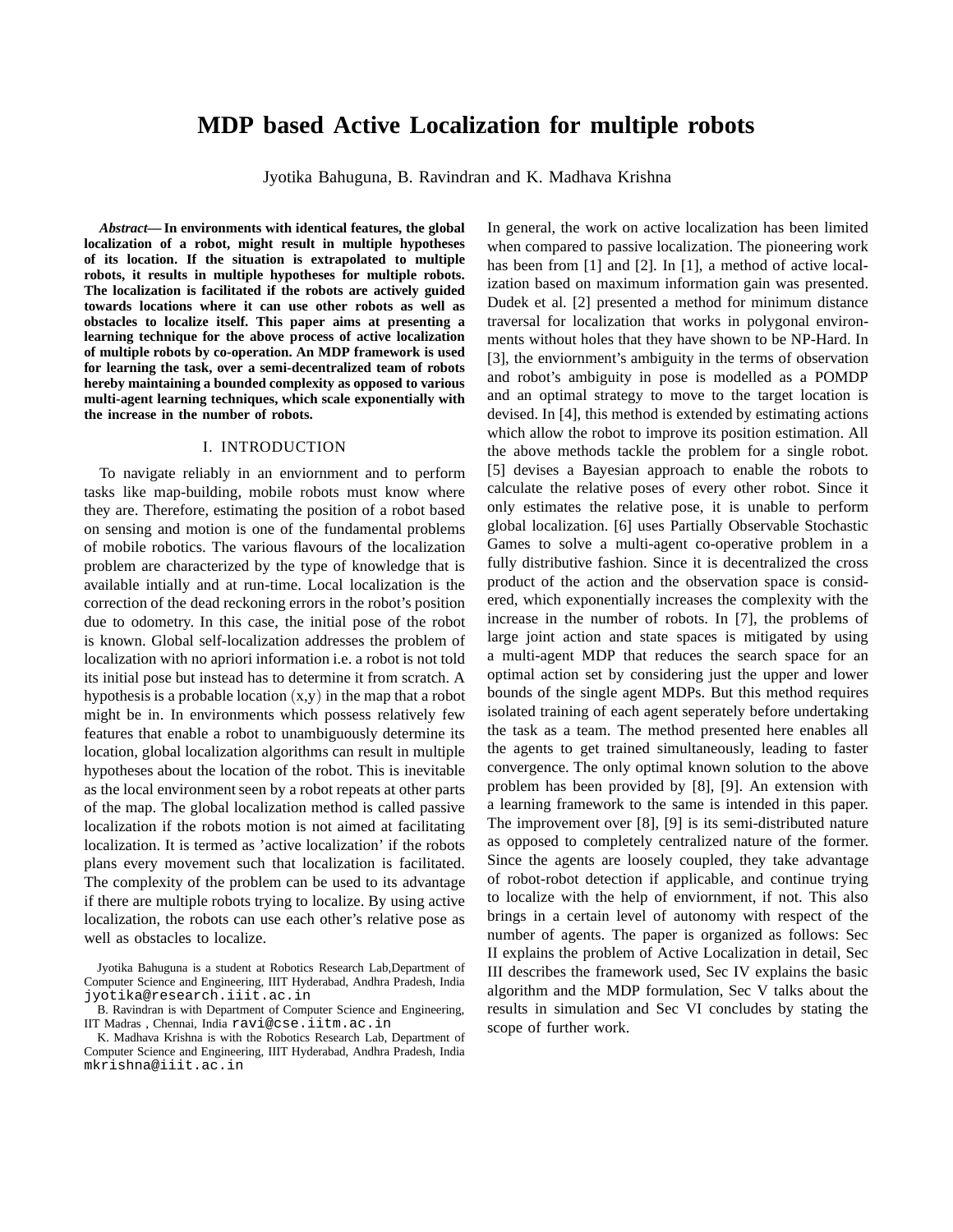# MDP based Active Localization for multiple robots

Jyotika Bahuguna, B. Ravindran and K. Madhava Krishna

***Abstract*— In environments with identical features, the global localization of a robot, might result in multiple hypotheses of its location. If the situation is extrapolated to multiple robots, it results in multiple hypotheses for multiple robots. The localization is facilitated if the robots are actively guided towards locations where it can use other robots as well as obstacles to localize itself. This paper aims at presenting a learning technique for the above process of active localization of multiple robots by co-operation. An MDP framework is used for learning the task, over a semi-decentralized team of robots hereby maintaining a bounded complexity as opposed to various multi-agent learning techniques, which scale exponentially with the increase in the number of robots.**

## I. INTRODUCTION

To navigate reliably in an enviornment and to perform tasks like map-building, mobile robots must know where they are. Therefore, estimating the position of a robot based on sensing and motion is one of the fundamental problems of mobile robotics. The various flavours of the localization problem are characterized by the type of knowledge that is available intially and at run-time. Local localization is the correction of the dead reckoning errors in the robot's position due to odometry. In this case, the initial pose of the robot is known. Global self-localization addresses the problem of localization with no apriori information i.e. a robot is not told its initial pose but instead has to determine it from scratch. A hypothesis is a probable location $(x,y)$ in the map that a robot might be in. In environments which possess relatively few features that enable a robot to unambiguously determine its location, global localization algorithms can result in multiple hypotheses about the location of the robot. This is inevitable as the local environment seen by a robot repeats at other parts of the map. The global localization method is called passive localization if the robots motion is not aimed at facilitating localization. It is termed as 'active localization' if the robots plans every movement such that localization is facilitated. The complexity of the problem can be used to its advantage if there are multiple robots trying to localize. By using active localization, the robots can use each other's relative pose as well as obstacles to localize.

Jyotika Bahuguna is a student at Robotics Research Lab,Department of Computer Science and Engineering, IIIT Hyderabad, Andhra Pradesh, India jyotika@research.iiit.ac.in

B. Ravindran is with Department of Computer Science and Engineering, IIT Madras , Chennai, India ravi@cse.iitm.ac.in

K. Madhava Krishna is with the Robotics Research Lab, Department of Computer Science and Engineering, IIIT Hyderabad, Andhra Pradesh, India mkrishna@iiit.ac.in

In general, the work on active localization has been limited when compared to passive localization. The pioneering work has been from [1] and [2]. In [1], a method of active localization based on maximum information gain was presented. Dudek et al. [2] presented a method for minimum distance traversal for localization that works in polygonal environments without holes that they have shown to be NP-Hard. In [3], the enviornment's ambiguity in the terms of observation and robot's ambiguity in pose is modelled as a POMDP and an optimal strategy to move to the target location is devised. In [4], this method is extended by estimating actions which allow the robot to improve its position estimation. All the above methods tackle the problem for a single robot. [5] devises a Bayesian approach to enable the robots to calculate the relative poses of every other robot. Since it only estimates the relative pose, it is unable to perform global localization. [6] uses Partially Observable Stochastic Games to solve a multi-agent co-operative problem in a fully distributive fashion. Since it is decentralized the cross product of the action and the observation space is considered, which exponentially increases the complexity with the increase in the number of robots. In [7], the problems of large joint action and state spaces is mitigated by using a multi-agent MDP that reduces the search space for an optimal action set by considering just the upper and lower bounds of the single agent MDPs. But this method requires isolated training of each agent seperately before undertaking the task as a team. The method presented here enables all the agents to get trained simultaneously, leading to faster convergence. The only optimal known solution to the above problem has been provided by [8], [9]. An extension with a learning framework to the same is intended in this paper. The improvement over [8], [9] is its semi-distributed nature as opposed to completely centralized nature of the former. Since the agents are loosely coupled, they take advantage of robot-robot detection if applicable, and continue trying to localize with the help of enviornment, if not. This also brings in a certain level of autonomy with respect of the number of agents. The paper is organized as follows: Sec II explains the problem of Active Localization in detail, Sec III describes the framework used, Sec IV explains the basic algorithm and the MDP formulation, Sec V talks about the results in simulation and Sec VI concludes by stating the scope of further work.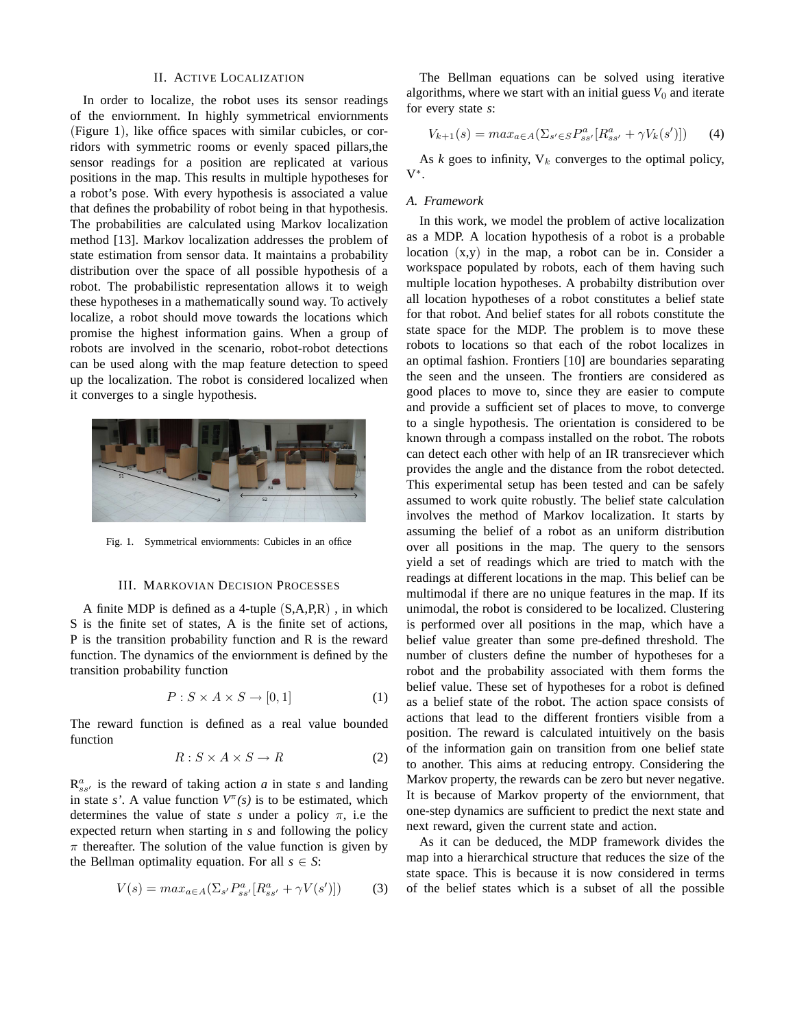## II. Active Localization

In order to localize, the robot uses its sensor readings of the enviornment. In highly symmetrical enviornments (Figure 1), like office spaces with similar cubicles, or corridors with symmetric rooms or evenly spaced pillars,the sensor readings for a position are replicated at various positions in the map. This results in multiple hypotheses for a robot's pose. With every hypothesis is associated a value that defines the probability of robot being in that hypothesis. The probabilities are calculated using Markov localization method [13]. Markov localization addresses the problem of state estimation from sensor data. It maintains a probability distribution over the space of all possible hypothesis of a robot. The probabilistic representation allows it to weigh these hypotheses in a mathematically sound way. To actively localize, a robot should move towards the locations which promise the highest information gains. When a group of robots are involved in the scenario, robot-robot detections can be used along with the map feature detection to speed up the localization. The robot is considered localized when it converges to a single hypothesis.

Fig. 1. Symmetrical enviornments: Cubicles in an office

## III. Markovian Decision Processes

A finite MDP is defined as a 4-tuple (S,A,P,R) , in which S is the finite set of states, A is the finite set of actions, P is the transition probability function and R is the reward function. The dynamics of the enviornment is defined by the transition probability function

$$P : S \times A \times S \rightarrow [0, 1] \tag{1}$$

The reward function is defined as a real value bounded function

$$R : S \times A \times S \rightarrow R \tag{2}$$

$R^a_{ss'}$ is the reward of taking action *a* in state *s* and landing in state *s'*. A value function $V^\pi(s)$ is to be estimated, which determines the value of state *s* under a policy $\pi$, i.e the expected return when starting in *s* and following the policy $\pi$ thereafter. The solution of the value function is given by the Bellman optimality equation. For all $s \in S$:

$$V(s) = max_{a \in A}(\Sigma_{s'} P^a_{ss'}[R^a_{ss'} + \gamma V(s')]) \tag{3}$$

The Bellman equations can be solved using iterative algorithms, where we start with an initial guess $V_0$ and iterate for every state *s*:

$$V_{k+1}(s) = max_{a \in A}(\Sigma_{s' \in S} P^a_{ss'}[R^a_{ss'} + \gamma V_k(s')]) \tag{4}$$

As *k* goes to infinity, $V_k$ converges to the optimal policy, $V^*$.

### A. Framework

In this work, we model the problem of active localization as a MDP. A location hypothesis of a robot is a probable location (x,y) in the map, a robot can be in. Consider a workspace populated by robots, each of them having such multiple location hypotheses. A probabilty distribution over all location hypotheses of a robot constitutes a belief state for that robot. And belief states for all robots constitute the state space for the MDP. The problem is to move these robots to locations so that each of the robot localizes in an optimal fashion. Frontiers [10] are boundaries separating the seen and the unseen. The frontiers are considered as good places to move to, since they are easier to compute and provide a sufficient set of places to move, to converge to a single hypothesis. The orientation is considered to be known through a compass installed on the robot. The robots can detect each other with help of an IR transreciever which provides the angle and the distance from the robot detected. This experimental setup has been tested and can be safely assumed to work quite robustly. The belief state calculation involves the method of Markov localization. It starts by assuming the belief of a robot as an uniform distribution over all positions in the map. The query to the sensors yield a set of readings which are tried to match with the readings at different locations in the map. This belief can be multimodal if there are no unique features in the map. If its unimodal, the robot is considered to be localized. Clustering is performed over all positions in the map, which have a belief value greater than some pre-defined threshold. The number of clusters define the number of hypotheses for a robot and the probability associated with them forms the belief value. These set of hypotheses for a robot is defined as a belief state of the robot. The action space consists of actions that lead to the different frontiers visible from a position. The reward is calculated intuitively on the basis of the information gain on transition from one belief state to another. This aims at reducing entropy. Considering the Markov property, the rewards can be zero but never negative. It is because of Markov property of the enviornment, that one-step dynamics are sufficient to predict the next state and next reward, given the current state and action.

As it can be deduced, the MDP framework divides the map into a hierarchical structure that reduces the size of the state space. This is because it is now considered in terms of the belief states which is a subset of all the possible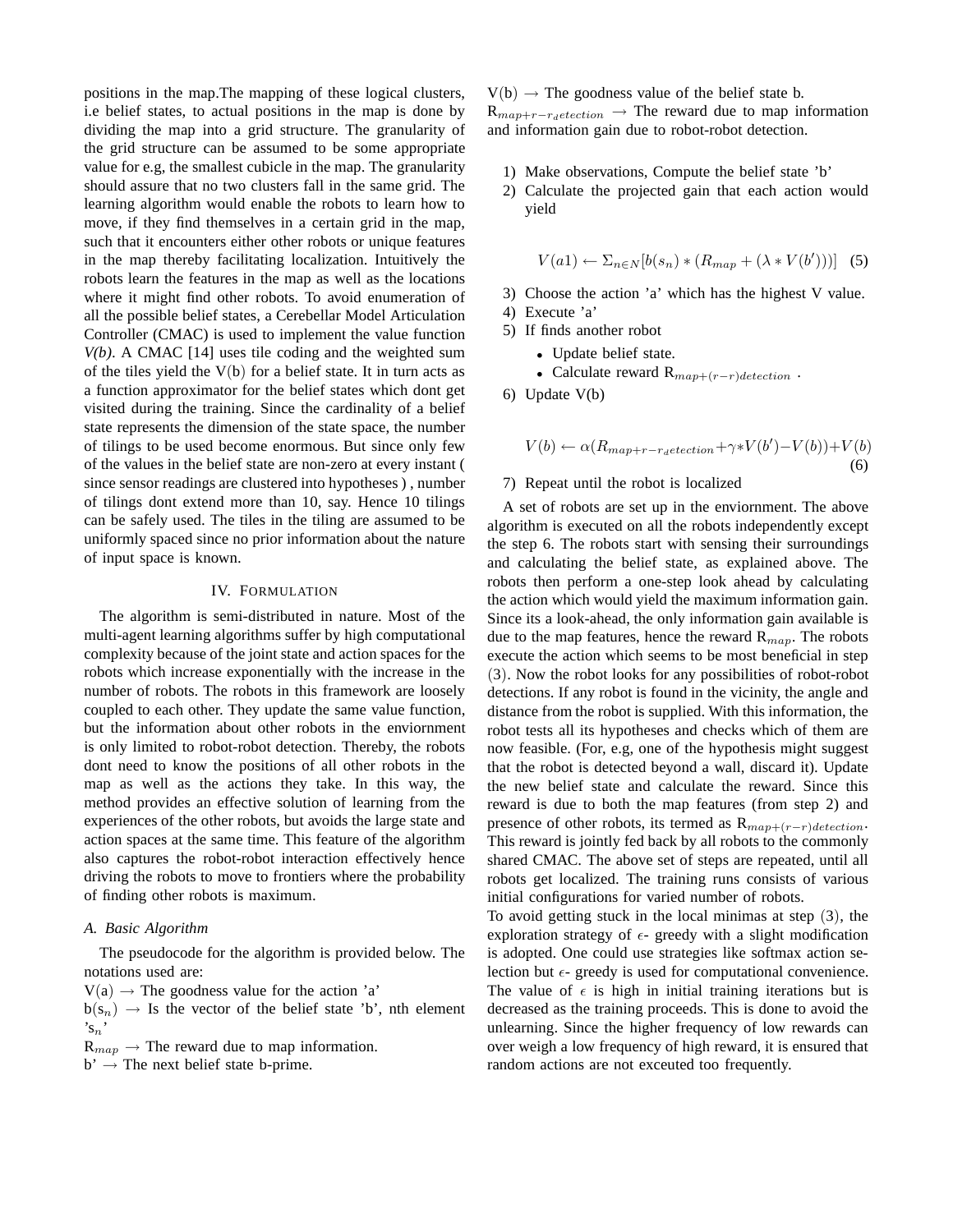positions in the map.The mapping of these logical clusters, i.e belief states, to actual positions in the map is done by dividing the map into a grid structure. The granularity of the grid structure can be assumed to be some appropriate value for e.g, the smallest cubicle in the map. The granularity should assure that no two clusters fall in the same grid. The learning algorithm would enable the robots to learn how to move, if they find themselves in a certain grid in the map, such that it encounters either other robots or unique features in the map thereby facilitating localization. Intuitively the robots learn the features in the map as well as the locations where it might find other robots. To avoid enumeration of all the possible belief states, a Cerebellar Model Articulation Controller (CMAC) is used to implement the value function *V(b)*. A CMAC [14] uses tile coding and the weighted sum of the tiles yield the V(b) for a belief state. It in turn acts as a function approximator for the belief states which dont get visited during the training. Since the cardinality of a belief state represents the dimension of the state space, the number of tilings to be used become enormous. But since only few of the values in the belief state are non-zero at every instant ( since sensor readings are clustered into hypotheses ) , number of tilings dont extend more than 10, say. Hence 10 tilings can be safely used. The tiles in the tiling are assumed to be uniformly spaced since no prior information about the nature of input space is known.

## IV. Formulation

The algorithm is semi-distributed in nature. Most of the multi-agent learning algorithms suffer by high computational complexity because of the joint state and action spaces for the robots which increase exponentially with the increase in the number of robots. The robots in this framework are loosely coupled to each other. They update the same value function, but the information about other robots in the enviornment is only limited to robot-robot detection. Thereby, the robots dont need to know the positions of all other robots in the map as well as the actions they take. In this way, the method provides an effective solution of learning from the experiences of the other robots, but avoids the large state and action spaces at the same time. This feature of the algorithm also captures the robot-robot interaction effectively hence driving the robots to move to frontiers where the probability of finding other robots is maximum.

### A. Basic Algorithm

The pseudocode for the algorithm is provided below. The notations used are:

V(a) → The goodness value for the action 'a'

$b(s_n)$ → Is the vector of the belief state 'b', nth element '$s_n$'

$R_{map}$ → The reward due to map information.

b' → The next belief state b-prime.

V(b) → The goodness value of the belief state b.

$R_{map+r-r_detection}$ → The reward due to map information and information gain due to robot-robot detection.

1) Make observations, Compute the belief state 'b'
2) Calculate the projected gain that each action would yield

$$V(a1) \leftarrow \Sigma_{n \in N}[b(s_n) * (R_{map} + (\lambda * V(b')))] \quad (5)$$

3) Choose the action 'a' which has the highest V value.
4) Execute 'a'
5) If finds another robot
   - Update belief state.
   - Calculate reward $R_{map+(r-r)detection}$ .
6) Update V(b)

$$V(b) \leftarrow \alpha(R_{map+r-r_detection} + \gamma * V(b') - V(b)) + V(b) \quad (6)$$

7) Repeat until the robot is localized

A set of robots are set up in the enviornment. The above algorithm is executed on all the robots independently except the step 6. The robots start with sensing their surroundings and calculating the belief state, as explained above. The robots then perform a one-step look ahead by calculating the action which would yield the maximum information gain. Since its a look-ahead, the only information gain available is due to the map features, hence the reward $R_{map}$. The robots execute the action which seems to be most beneficial in step (3). Now the robot looks for any possibilities of robot-robot detections. If any robot is found in the vicinity, the angle and distance from the robot is supplied. With this information, the robot tests all its hypotheses and checks which of them are now feasible. (For, e.g, one of the hypothesis might suggest that the robot is detected beyond a wall, discard it). Update the new belief state and calculate the reward. Since this reward is due to both the map features (from step 2) and presence of other robots, its termed as $R_{map+(r-r)detection}$. This reward is jointly fed back by all robots to the commonly shared CMAC. The above set of steps are repeated, until all robots get localized. The training runs consists of various initial configurations for varied number of robots.

To avoid getting stuck in the local minimas at step (3), the exploration strategy of $\epsilon$- greedy with a slight modification is adopted. One could use strategies like softmax action selection but $\epsilon$- greedy is used for computational convenience. The value of $\epsilon$ is high in initial training iterations but is decreased as the training proceeds. This is done to avoid the unlearning. Since the higher frequency of low rewards can over weigh a low frequency of high reward, it is ensured that random actions are not exceuted too frequently.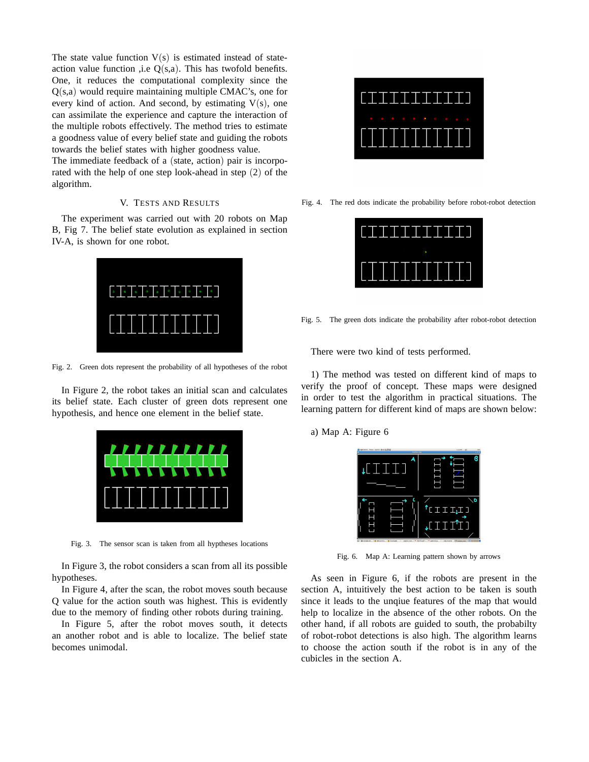The state value function V(s) is estimated instead of state-action value function ,i.e Q(s,a). This has twofold benefits. One, it reduces the computational complexity since the Q(s,a) would require maintaining multiple CMAC's, one for every kind of action. And second, by estimating V(s), one can assimilate the experience and capture the interaction of the multiple robots effectively. The method tries to estimate a goodness value of every belief state and guiding the robots towards the belief states with higher goodness value.
The immediate feedback of a (state, action) pair is incorporated with the help of one step look-ahead in step (2) of the algorithm.

## V. Tests and Results

The experiment was carried out with 20 robots on Map B, Fig 7. The belief state evolution as explained in section IV-A, is shown for one robot.

Fig. 2. Green dots represent the probability of all hypotheses of the robot

In Figure 2, the robot takes an initial scan and calculates its belief state. Each cluster of green dots represent one hypothesis, and hence one element in the belief state.

Fig. 3. The sensor scan is taken from all hyptheses locations

In Figure 3, the robot considers a scan from all its possible hypotheses.

In Figure 4, after the scan, the robot moves south because Q value for the action south was highest. This is evidently due to the memory of finding other robots during training.

In Figure 5, after the robot moves south, it detects an another robot and is able to localize. The belief state becomes unimodal.

Fig. 4. The red dots indicate the probability before robot-robot detection

Fig. 5. The green dots indicate the probability after robot-robot detection

There were two kind of tests performed.

1) The method was tested on different kind of maps to verify the proof of concept. These maps were designed in order to test the algorithm in practical situations. The learning pattern for different kind of maps are shown below:

a) Map A: Figure 6

Fig. 6. Map A: Learning pattern shown by arrows

As seen in Figure 6, if the robots are present in the section A, intuitively the best action to be taken is south since it leads to the unqiue features of the map that would help to localize in the absence of the other robots. On the other hand, if all robots are guided to south, the probabilty of robot-robot detections is also high. The algorithm learns to choose the action south if the robot is in any of the cubicles in the section A.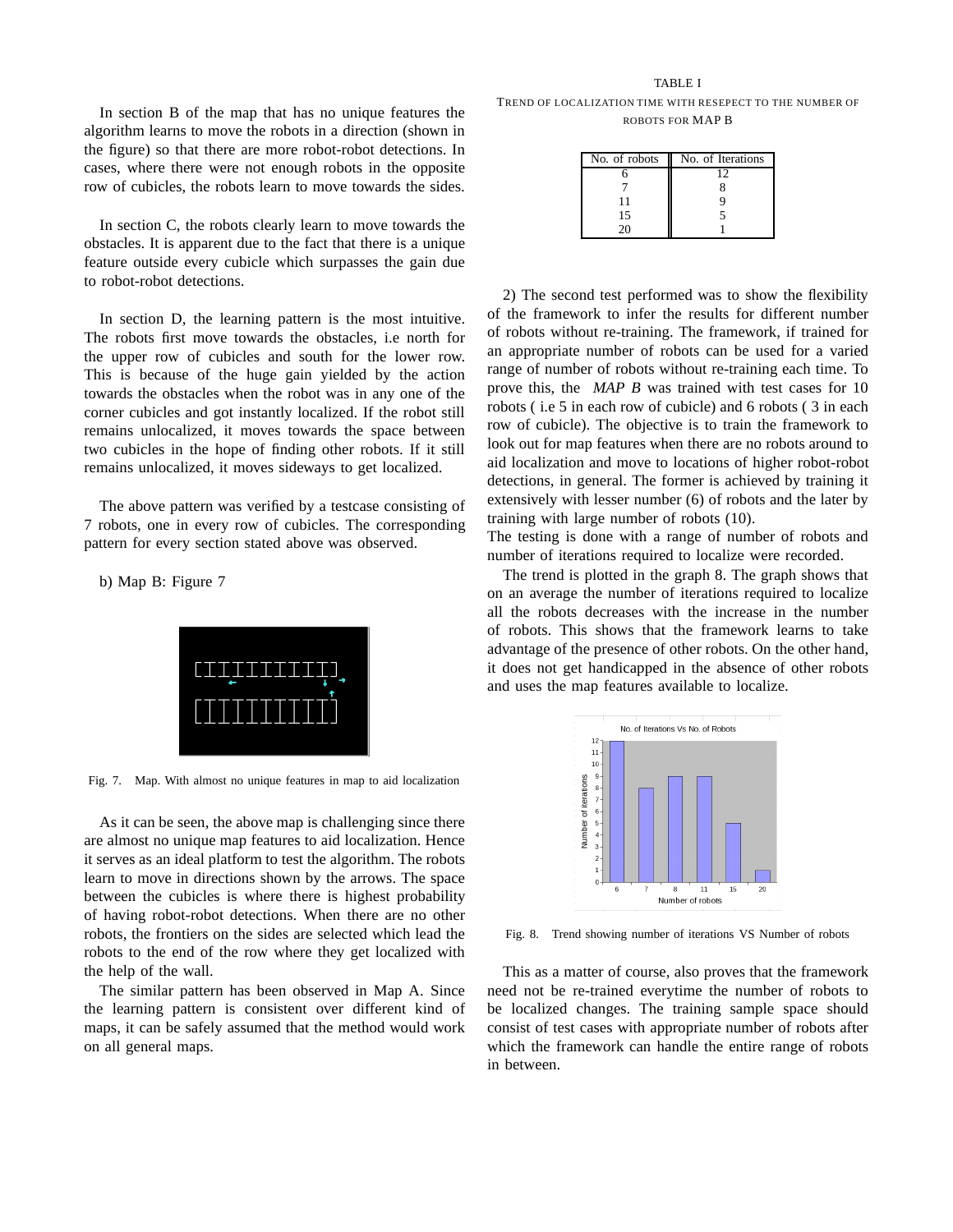In section B of the map that has no unique features the algorithm learns to move the robots in a direction (shown in the figure) so that there are more robot-robot detections. In cases, where there were not enough robots in the opposite row of cubicles, the robots learn to move towards the sides.

In section C, the robots clearly learn to move towards the obstacles. It is apparent due to the fact that there is a unique feature outside every cubicle which surpasses the gain due to robot-robot detections.

In section D, the learning pattern is the most intuitive. The robots first move towards the obstacles, i.e north for the upper row of cubicles and south for the lower row. This is because of the huge gain yielded by the action towards the obstacles when the robot was in any one of the corner cubicles and got instantly localized. If the robot still remains unlocalized, it moves towards the space between two cubicles in the hope of finding other robots. If it still remains unlocalized, it moves sideways to get localized.

The above pattern was verified by a testcase consisting of 7 robots, one in every row of cubicles. The corresponding pattern for every section stated above was observed.

b) Map B: Figure 7

Fig. 7. Map. With almost no unique features in map to aid localization

As it can be seen, the above map is challenging since there are almost no unique map features to aid localization. Hence it serves as an ideal platform to test the algorithm. The robots learn to move in directions shown by the arrows. The space between the cubicles is where there is highest probability of having robot-robot detections. When there are no other robots, the frontiers on the sides are selected which lead the robots to the end of the row where they get localized with the help of the wall.

The similar pattern has been observed in Map A. Since the learning pattern is consistent over different kind of maps, it can be safely assumed that the method would work on all general maps.

TABLE I
TREND OF LOCALIZATION TIME WITH RESEPECT TO THE NUMBER OF ROBOTS FOR MAP B

| No. of robots | No. of Iterations |
|---|---|
| 6 | 12 |
| 7 | 8 |
| 11 | 9 |
| 15 | 5 |
| 20 | 1 |

2) The second test performed was to show the flexibility of the framework to infer the results for different number of robots without re-training. The framework, if trained for an appropriate number of robots can be used for a varied range of number of robots without re-training each time. To prove this, the *MAP B* was trained with test cases for 10 robots ( i.e 5 in each row of cubicle) and 6 robots ( 3 in each row of cubicle). The objective is to train the framework to look out for map features when there are no robots around to aid localization and move to locations of higher robot-robot detections, in general. The former is achieved by training it extensively with lesser number (6) of robots and the later by training with large number of robots (10).
The testing is done with a range of number of robots and number of iterations required to localize were recorded.

The trend is plotted in the graph 8. The graph shows that on an average the number of iterations required to localize all the robots decreases with the increase in the number of robots. This shows that the framework learns to take advantage of the presence of other robots. On the other hand, it does not get handicapped in the absence of other robots and uses the map features available to localize.

Fig. 8. Trend showing number of iterations VS Number of robots

This as a matter of course, also proves that the framework need not be re-trained everytime the number of robots to be localized changes. The training sample space should consist of test cases with appropriate number of robots after which the framework can handle the entire range of robots in between.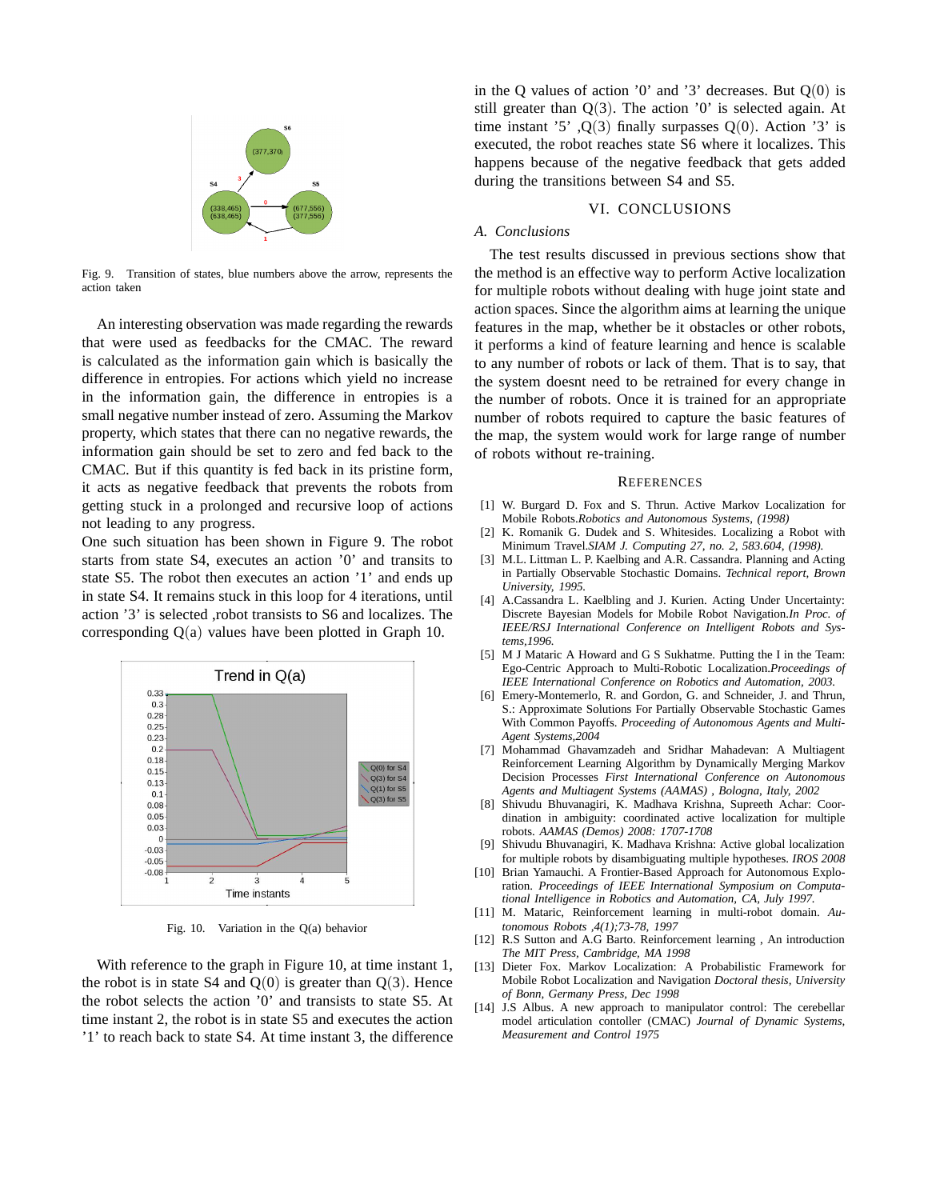S6

(377,370)

3

S4

S5

0

(338,465)
(638,465)

(677,556)
(377,556)

1

Fig. 9. Transition of states, blue numbers above the arrow, represents the action taken

An interesting observation was made regarding the rewards that were used as feedbacks for the CMAC. The reward is calculated as the information gain which is basically the difference in entropies. For actions which yield no increase in the information gain, the difference in entropies is a small negative number instead of zero. Assuming the Markov property, which states that there can no negative rewards, the information gain should be set to zero and fed back to the CMAC. But if this quantity is fed back in its pristine form, it acts as negative feedback that prevents the robots from getting stuck in a prolonged and recursive loop of actions not leading to any progress.

One such situation has been shown in Figure 9. The robot starts from state S4, executes an action '0' and transits to state S5. The robot then executes an action '1' and ends up in state S4. It remains stuck in this loop for 4 iterations, until action '3' is selected ,robot transists to S6 and localizes. The corresponding $Q(a)$ values have been plotted in Graph 10.

Trend in Q(a)

0.33
0.3
0.28
0.25
0.23
0.2
0.18
0.15
0.13
0.1
0.08
0.05
0.03
0
-0.03
-0.05
-0.08

1 2 3 4 5

Time instants

Q(0) for S4
Q(3) for S4
Q(1) for S5
Q(3) for S5

Fig. 10. Variation in the Q(a) behavior

With reference to the graph in Figure 10, at time instant 1, the robot is in state S4 and $Q(0)$ is greater than $Q(3)$. Hence the robot selects the action '0' and transists to state S5. At time instant 2, the robot is in state S5 and executes the action '1' to reach back to state S4. At time instant 3, the difference in the Q values of action '0' and '3' decreases. But $Q(0)$ is still greater than $Q(3)$. The action '0' is selected again. At time instant '5' ,$Q(3)$ finally surpasses $Q(0)$. Action '3' is executed, the robot reaches state S6 where it localizes. This happens because of the negative feedback that gets added during the transitions between S4 and S5.

## VI. Conclusions

### A. Conclusions

The test results discussed in previous sections show that the method is an effective way to perform Active localization for multiple robots without dealing with huge joint state and action spaces. Since the algorithm aims at learning the unique features in the map, whether be it obstacles or other robots, it performs a kind of feature learning and hence is scalable to any number of robots or lack of them. That is to say, that the system doesnt need to be retrained for every change in the number of robots. Once it is trained for an appropriate number of robots required to capture the basic features of the map, the system would work for large range of number of robots without re-training.

## References

[1] W. Burgard D. Fox and S. Thrun. Active Markov Localization for Mobile Robots.*Robotics and Autonomous Systems, (1998)*

[2] K. Romanik G. Dudek and S. Whitesides. Localizing a Robot with Minimum Travel.*SIAM J. Computing 27, no. 2, 583.604, (1998).*

[3] M.L. Littman L. P. Kaelbing and A.R. Cassandra. Planning and Acting in Partially Observable Stochastic Domains. *Technical report, Brown University, 1995.*

[4] A.Cassandra L. Kaelbling and J. Kurien. Acting Under Uncertainty: Discrete Bayesian Models for Mobile Robot Navigation.*In Proc. of IEEE/RSJ International Conference on Intelligent Robots and Systems,1996.*

[5] M J Mataric A Howard and G S Sukhatme. Putting the I in the Team: Ego-Centric Approach to Multi-Robotic Localization.*Proceedings of IEEE International Conference on Robotics and Automation, 2003.*

[6] Emery-Montemerlo, R. and Gordon, G. and Schneider, J. and Thrun, S.: Approximate Solutions For Partially Observable Stochastic Games With Common Payoffs. *Proceeding of Autonomous Agents and Multi-Agent Systems,2004*

[7] Mohammad Ghavamzadeh and Sridhar Mahadevan: A Multiagent Reinforcement Learning Algorithm by Dynamically Merging Markov Decision Processes *First International Conference on Autonomous Agents and Multiagent Systems (AAMAS) , Bologna, Italy, 2002*

[8] Shivudu Bhuvanagiri, K. Madhava Krishna, Supreeth Achar: Coordination in ambiguity: coordinated active localization for multiple robots. *AAMAS (Demos) 2008: 1707-1708*

[9] Shivudu Bhuvanagiri, K. Madhava Krishna: Active global localization for multiple robots by disambiguating multiple hypotheses. *IROS 2008*

[10] Brian Yamauchi. A Frontier-Based Approach for Autonomous Exploration. *Proceedings of IEEE International Symposium on Computational Intelligence in Robotics and Automation, CA, July 1997.*

[11] M. Mataric, Reinforcement learning in multi-robot domain. *Autonomous Robots ,4(1);73-78, 1997*

[12] R.S Sutton and A.G Barto. Reinforcement learning , An introduction *The MIT Press, Cambridge, MA 1998*

[13] Dieter Fox. Markov Localization: A Probabilistic Framework for Mobile Robot Localization and Navigation *Doctoral thesis, University of Bonn, Germany Press, Dec 1998*

[14] J.S Albus. A new approach to manipulator control: The cerebellar model articulation contoller (CMAC) *Journal of Dynamic Systems, Measurement and Control 1975*